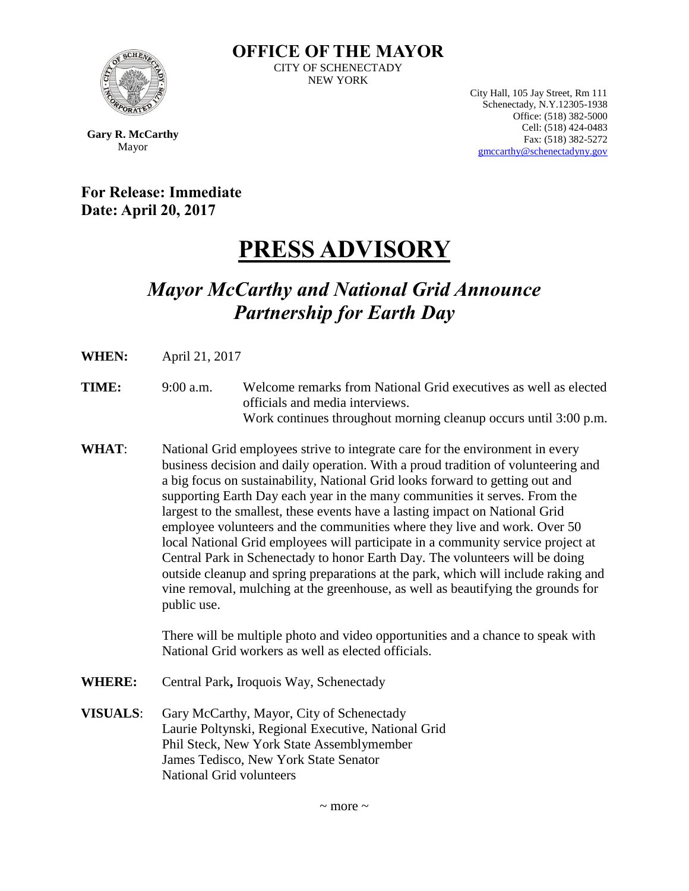# OFFICE OF THE MAYOR

CITY OF SCHENECTADY
NEW YORK

**Gary R. McCarthy**
Mayor

City Hall, 105 Jay Street, Rm 111
Schenectady, N.Y.12305-1938
Office: (518) 382-5000
Cell: (518) 424-0483
Fax: (518) 382-5272
gmccarthy@schenectadyny.gov

**For Release: Immediate**
**Date: April 20, 2017**

# PRESS ADVISORY

## *Mayor McCarthy and National Grid Announce Partnership for Earth Day*

**WHEN:** April 21, 2017

**TIME:** 9:00 a.m. Welcome remarks from National Grid executives as well as elected officials and media interviews.
Work continues throughout morning cleanup occurs until 3:00 p.m.

**WHAT**: National Grid employees strive to integrate care for the environment in every business decision and daily operation. With a proud tradition of volunteering and a big focus on sustainability, National Grid looks forward to getting out and supporting Earth Day each year in the many communities it serves. From the largest to the smallest, these events have a lasting impact on National Grid employee volunteers and the communities where they live and work. Over 50 local National Grid employees will participate in a community service project at Central Park in Schenectady to honor Earth Day. The volunteers will be doing outside cleanup and spring preparations at the park, which will include raking and vine removal, mulching at the greenhouse, as well as beautifying the grounds for public use.

There will be multiple photo and video opportunities and a chance to speak with National Grid workers as well as elected officials.

**WHERE:** Central Park**,** Iroquois Way, Schenectady

**VISUALS**: Gary McCarthy, Mayor, City of Schenectady
Laurie Poltynski, Regional Executive, National Grid
Phil Steck, New York State Assemblymember
James Tedisco, New York State Senator
National Grid volunteers

~ more ~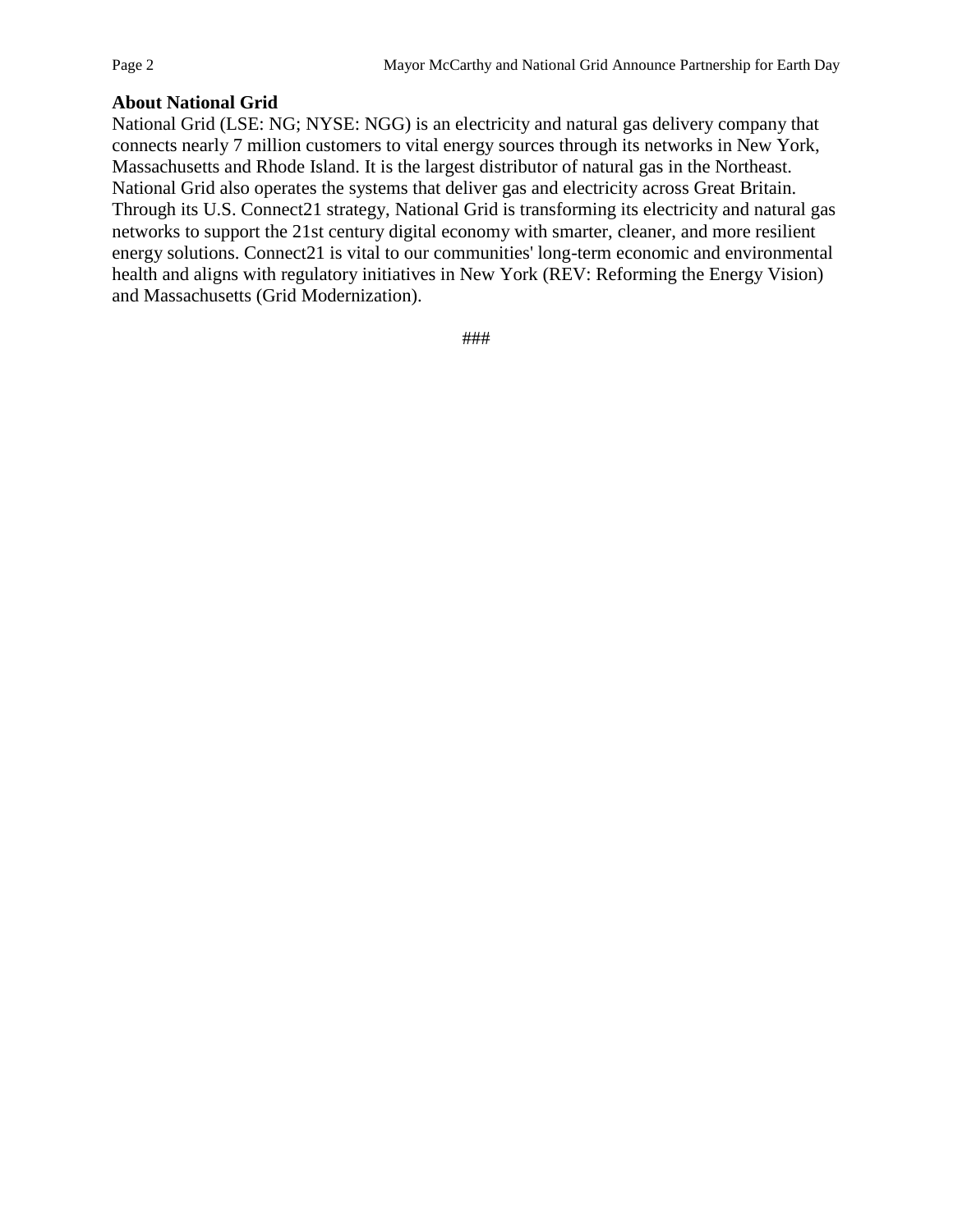**About National Grid**
National Grid (LSE: NG; NYSE: NGG) is an electricity and natural gas delivery company that connects nearly 7 million customers to vital energy sources through its networks in New York, Massachusetts and Rhode Island. It is the largest distributor of natural gas in the Northeast. National Grid also operates the systems that deliver gas and electricity across Great Britain. Through its U.S. Connect21 strategy, National Grid is transforming its electricity and natural gas networks to support the 21st century digital economy with smarter, cleaner, and more resilient energy solutions. Connect21 is vital to our communities' long-term economic and environmental health and aligns with regulatory initiatives in New York (REV: Reforming the Energy Vision) and Massachusetts (Grid Modernization).

###